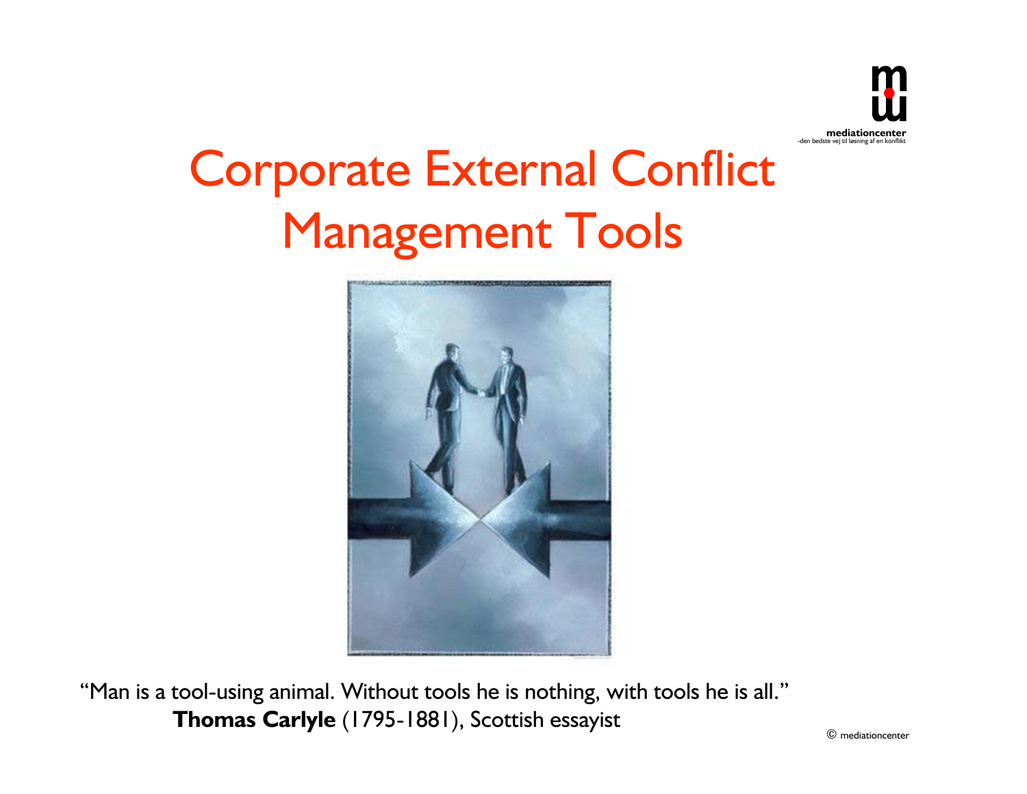mediationcenter
-den bedste vej til løsning af en konflikt

# Corporate External Conflict Management Tools

"Man is a tool-using animal. Without tools he is nothing, with tools he is all."
**Thomas Carlyle** (1795-1881), Scottish essayist

© mediationcenter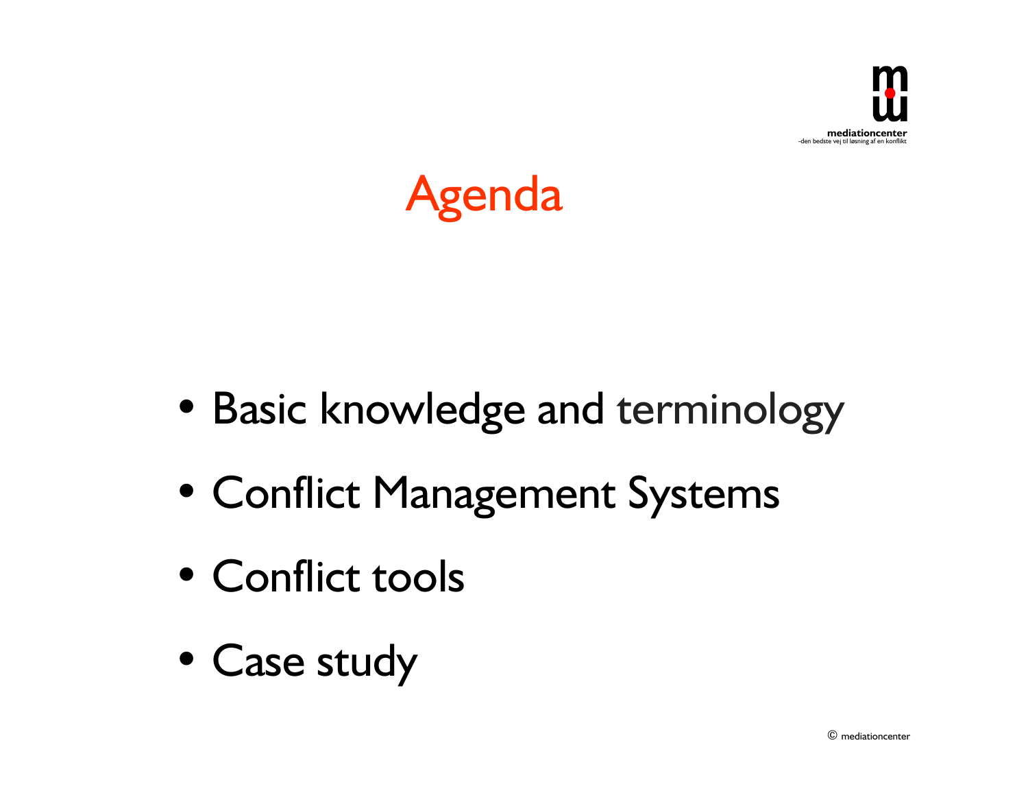# Agenda

- Basic knowledge and terminology
- Conflict Management Systems
- Conflict tools
- Case study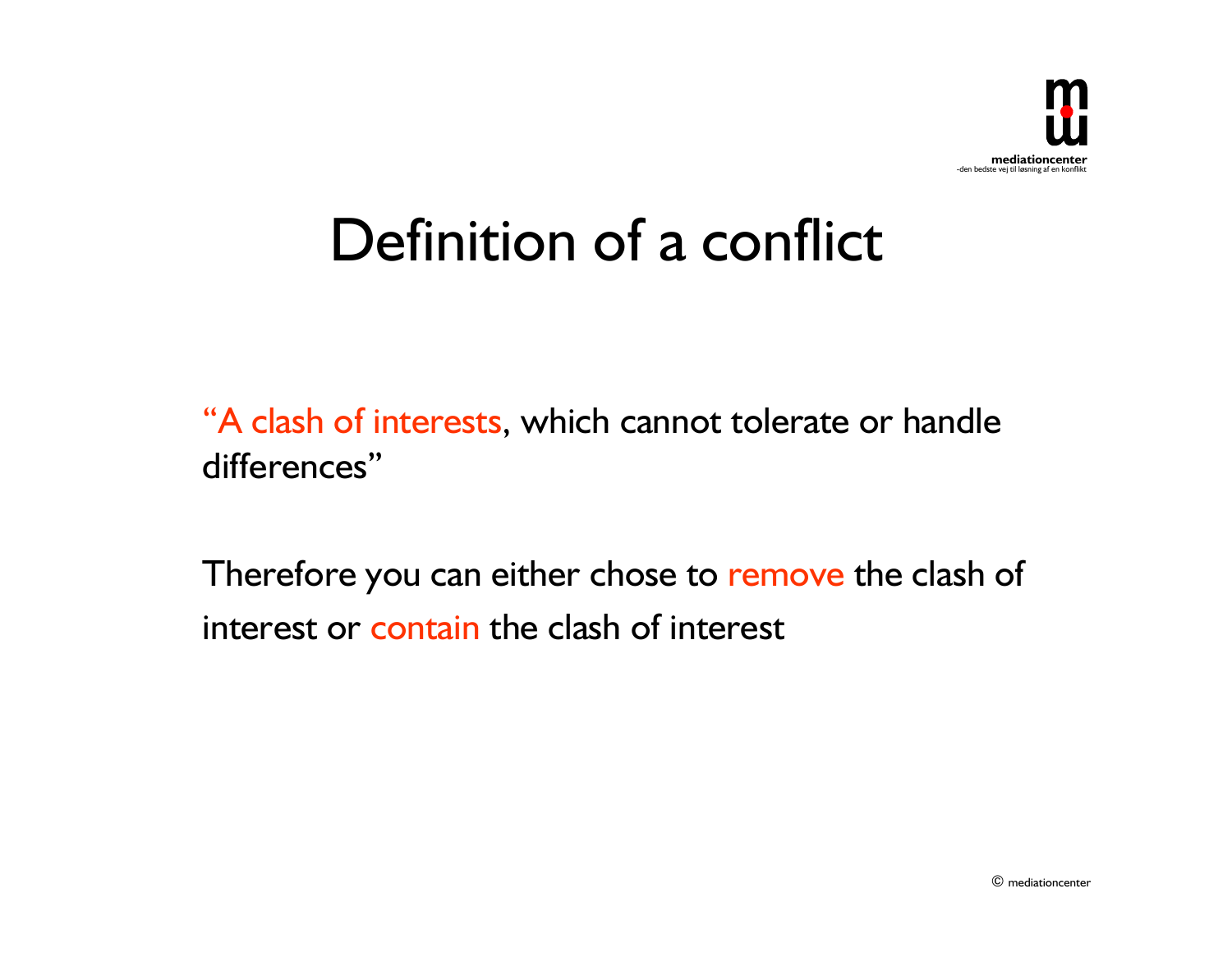# Definition of a conflict

"A clash of interests, which cannot tolerate or handle differences"

Therefore you can either chose to remove the clash of interest or contain the clash of interest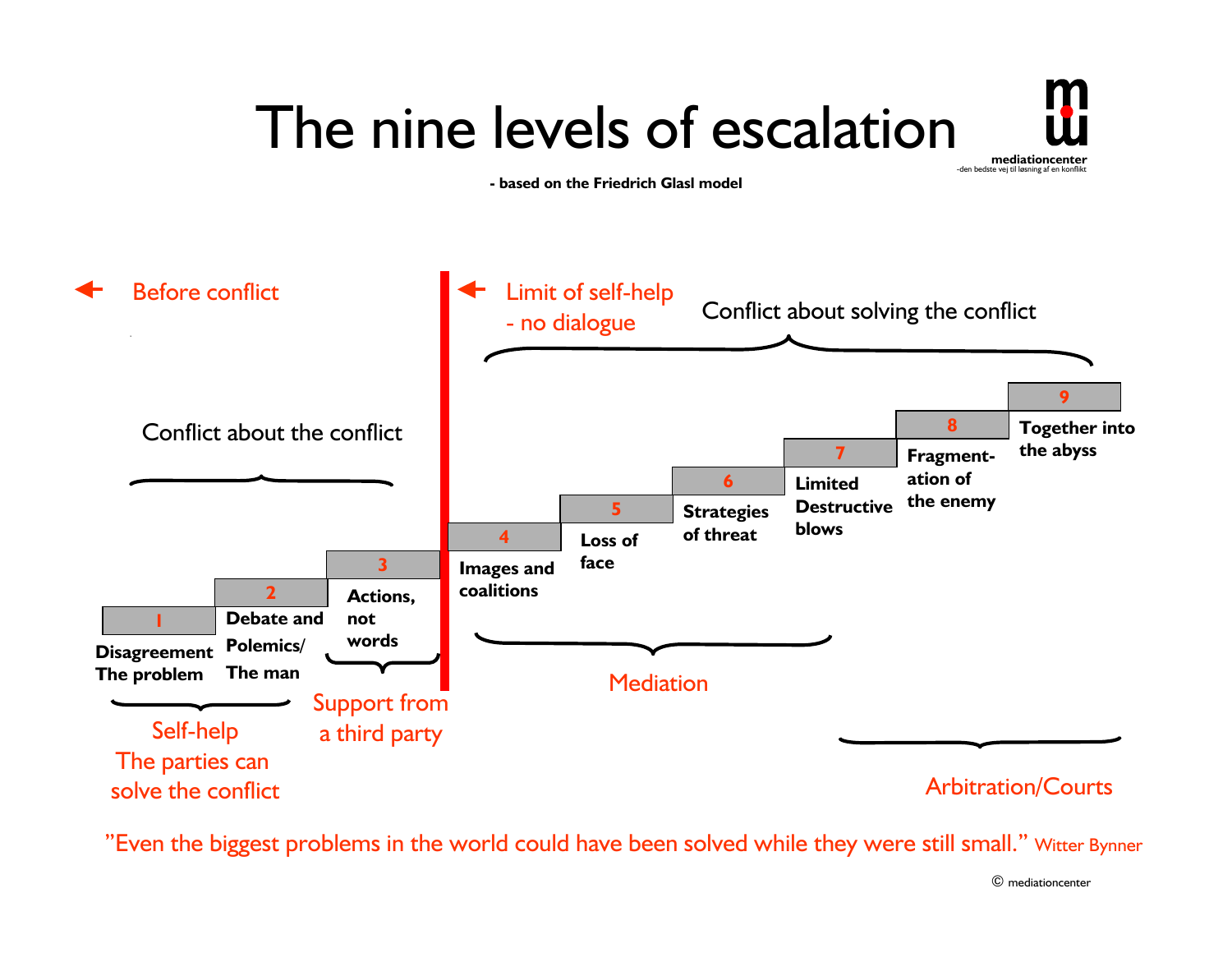# The nine levels of escalation

mediationcenter
-den bedste vej til løsning af en konflikt

**- based on the Friedrich Glasl model**

← Before conflict

← Limit of self-help
- no dialogue

**Conflict about the conflict**

- **1** – Disagreement / The problem
- **2** – Debate and Polemics / The man
- **3** – Actions, not words

**Conflict about solving the conflict**

- **4** – Images and coalitions
- **5** – Loss of face
- **6** – Strategies of threat
- **7** – Limited Destructive blows
- **8** – Fragmentation of the enemy
- **9** – Together into the abyss

Levels 1–2: Self-help – The parties can solve the conflict

Level 3: Support from a third party

Levels 4–6: Mediation

Levels 7–9: Arbitration/Courts

"Even the biggest problems in the world could have been solved while they were still small." Witter Bynner

© mediationcenter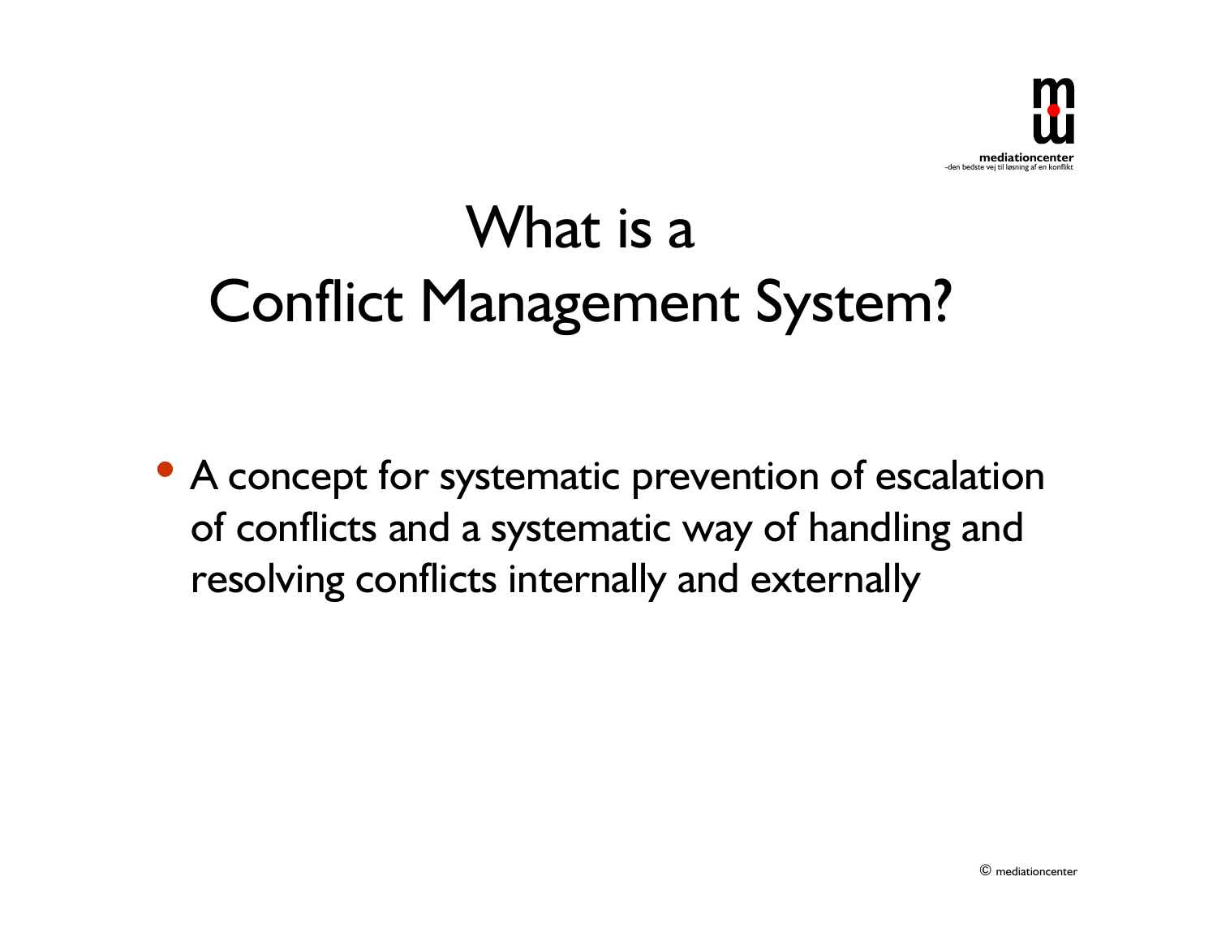# What is a Conflict Management System?

- A concept for systematic prevention of escalation of conflicts and a systematic way of handling and resolving conflicts internally and externally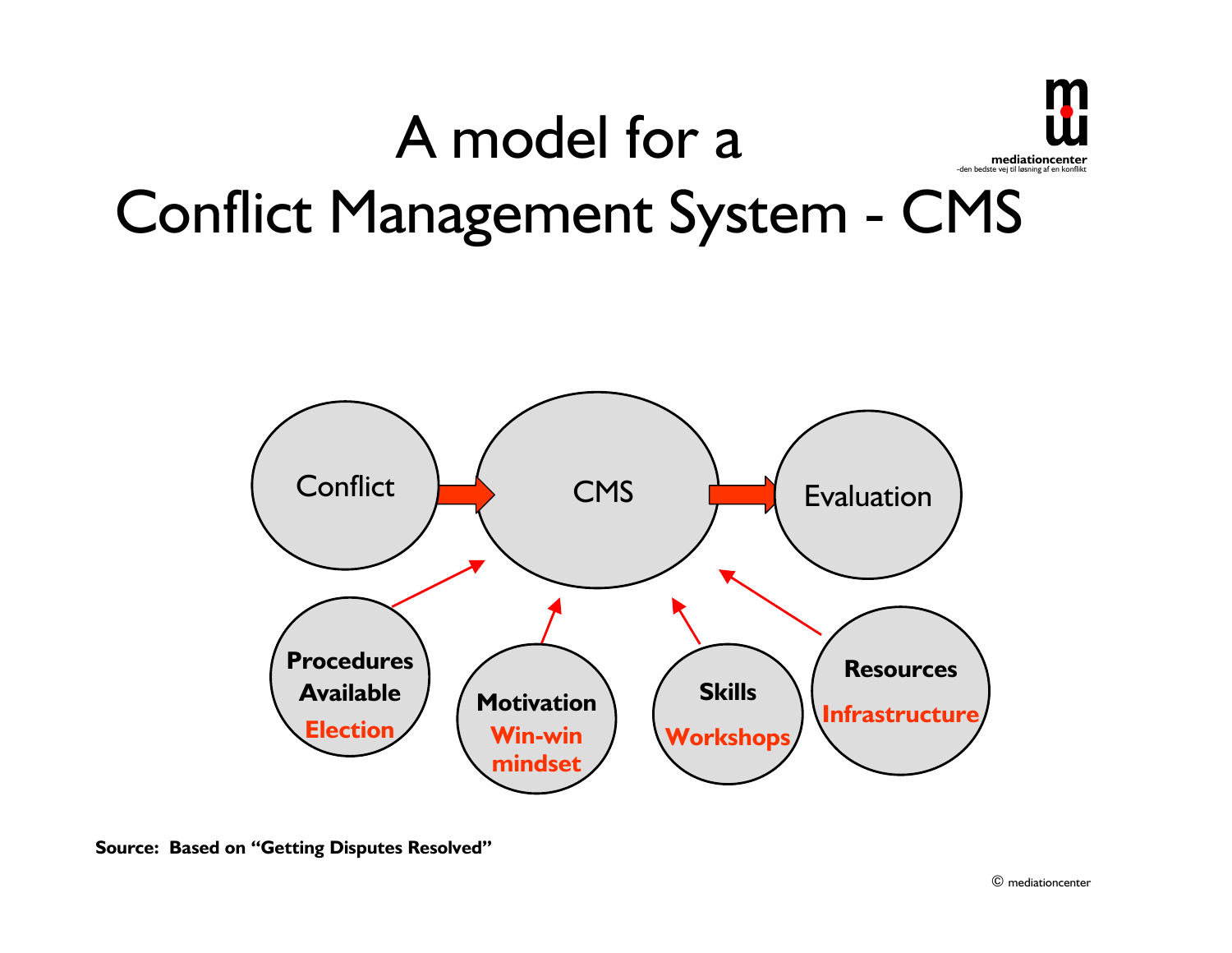# A model for a Conflict Management System - CMS

Conflict → CMS → Evaluation

- **Procedures Available** – Election
- **Motivation** – Win-win mindset
- **Skills** – Workshops
- **Resources** – Infrastructure

**Source: Based on "Getting Disputes Resolved"**

© mediationcenter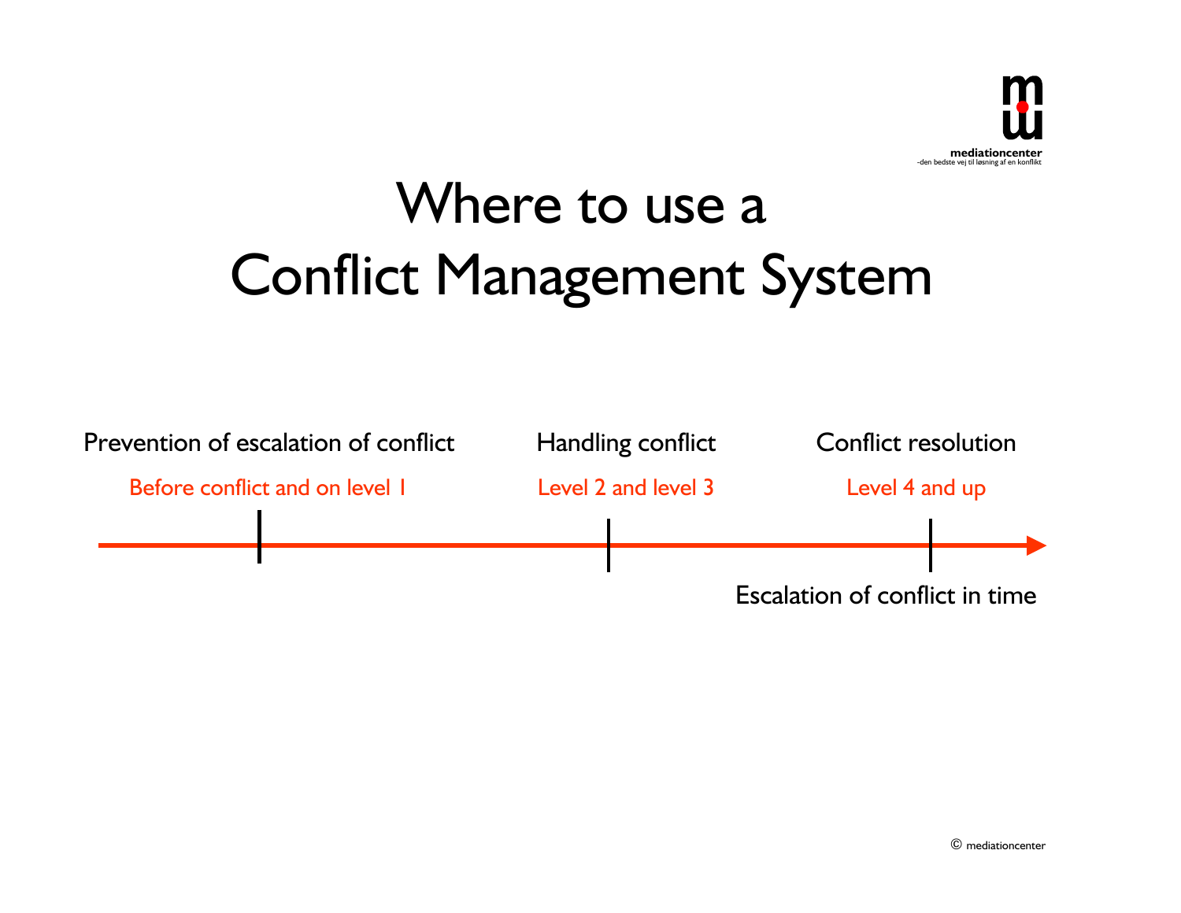# Where to use a Conflict Management System

| Prevention of escalation of conflict | Handling conflict | Conflict resolution |
| --- | --- | --- |
| Before conflict and on level 1 | Level 2 and level 3 | Level 4 and up |

Escalation of conflict in time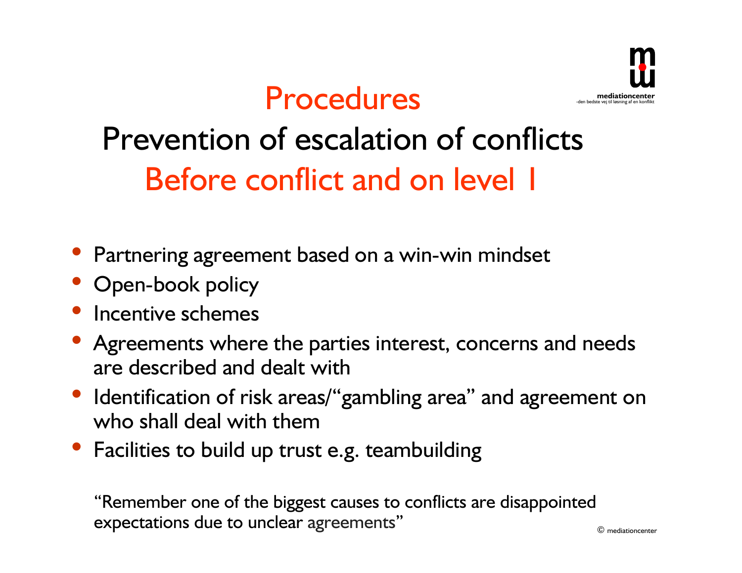# Procedures

## Prevention of escalation of conflicts

## Before conflict and on level 1

- Partnering agreement based on a win-win mindset
- Open-book policy
- Incentive schemes
- Agreements where the parties interest, concerns and needs are described and dealt with
- Identification of risk areas/"gambling area" and agreement on who shall deal with them
- Facilities to build up trust e.g. teambuilding

"Remember one of the biggest causes to conflicts are disappointed expectations due to unclear agreements"

© mediationcenter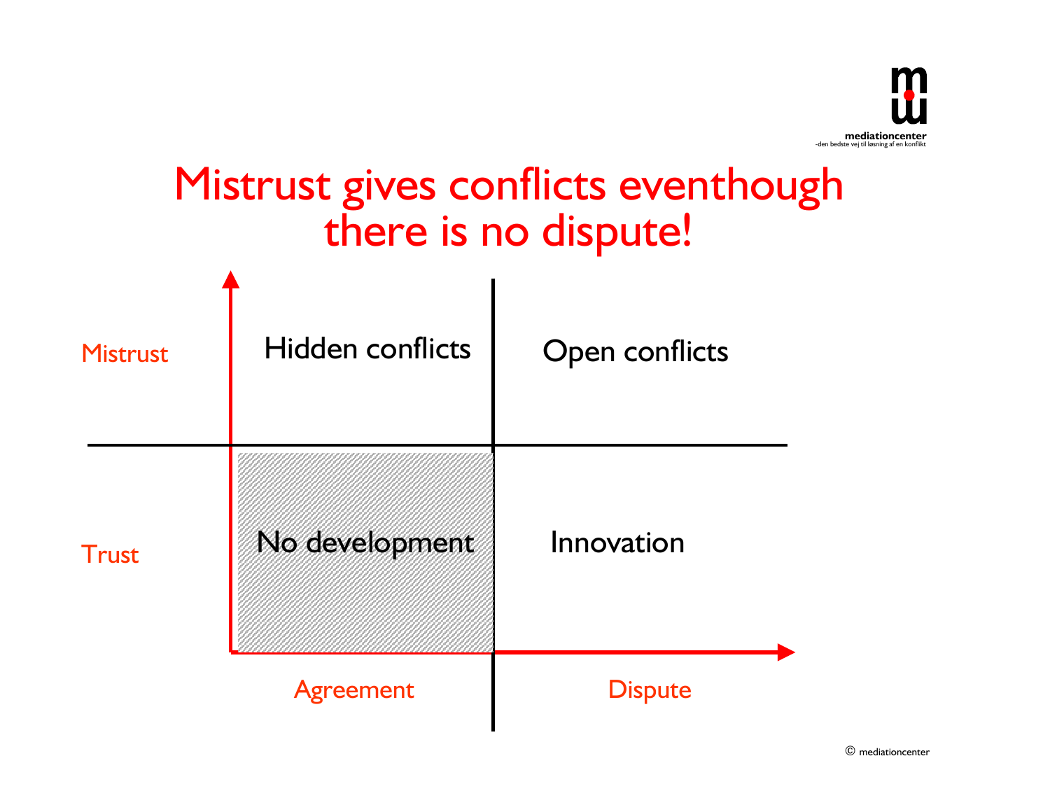# Mistrust gives conflicts eventhough there is no dispute!

| | Agreement | Dispute |
|---|---|---|
| **Mistrust** | Hidden conflicts | Open conflicts |
| **Trust** | No development | Innovation |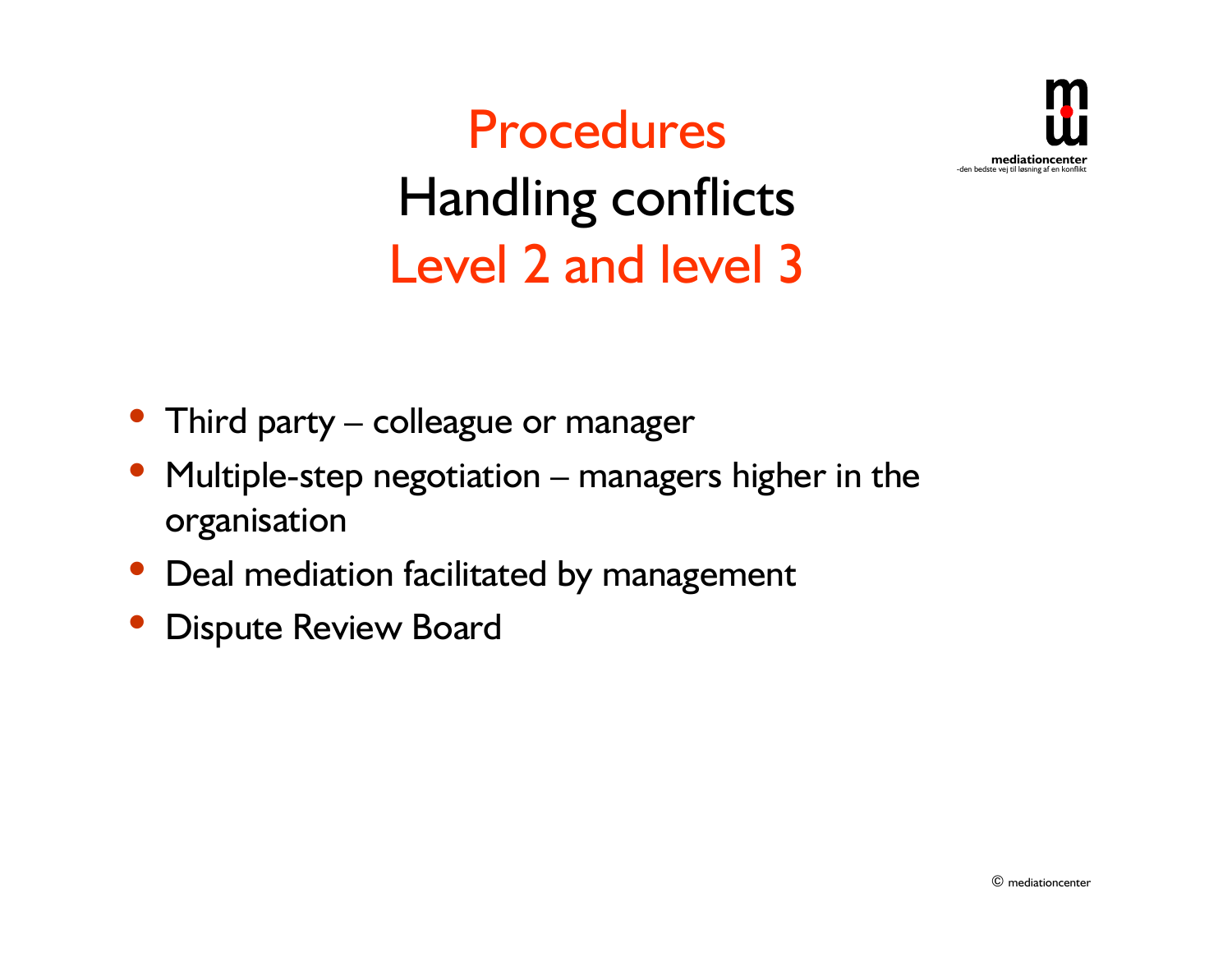# Procedures

## Handling conflicts

## Level 2 and level 3

- Third party – colleague or manager
- Multiple-step negotiation – managers higher in the organisation
- Deal mediation facilitated by management
- Dispute Review Board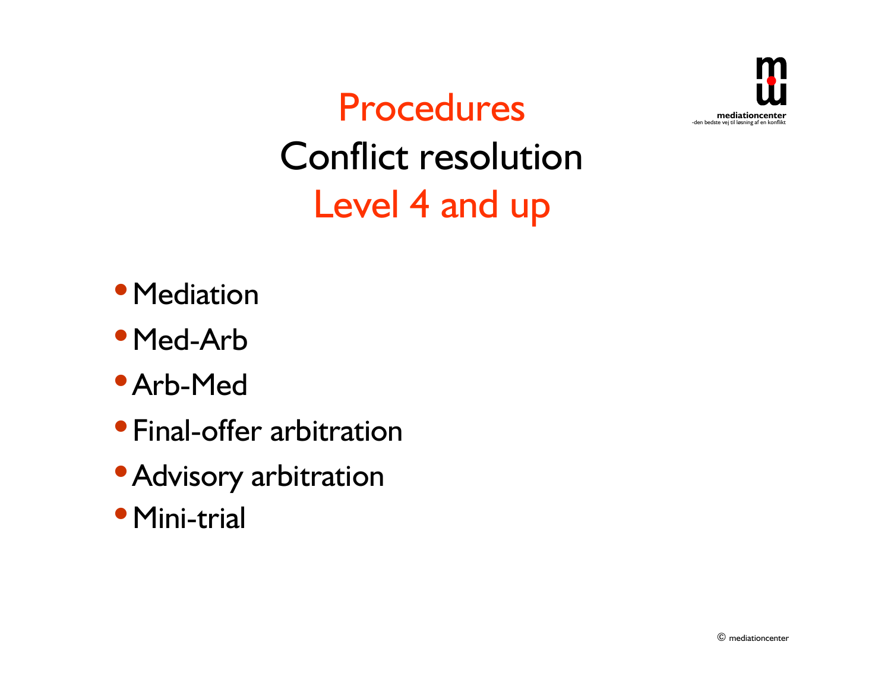# Procedures

## Conflict resolution

## Level 4 and up

- Mediation
- Med-Arb
- Arb-Med
- Final-offer arbitration
- Advisory arbitration
- Mini-trial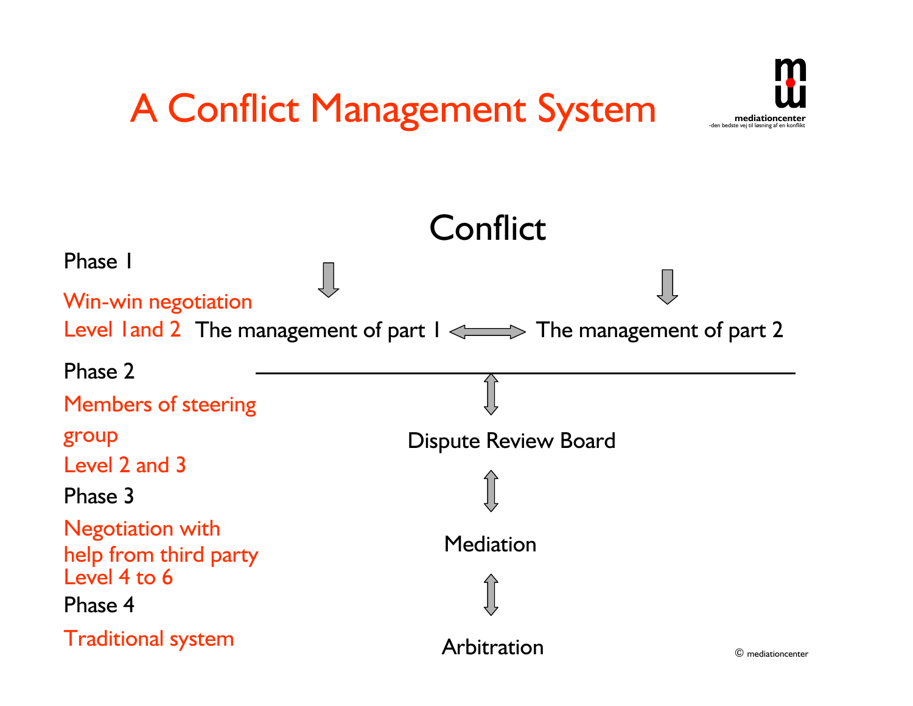# A Conflict Management System

mediationcenter
-den bedste vej til løsning af en konflikt

Conflict

Phase 1

Win-win negotiation
Level 1and 2 The management of part 1 ⟷ The management of part 2

Phase 2

Members of steering group
Level 2 and 3

Dispute Review Board

Phase 3

Negotiation with help from third party
Level 4 to 6

Mediation

Phase 4

Traditional system

Arbitration

© mediationcenter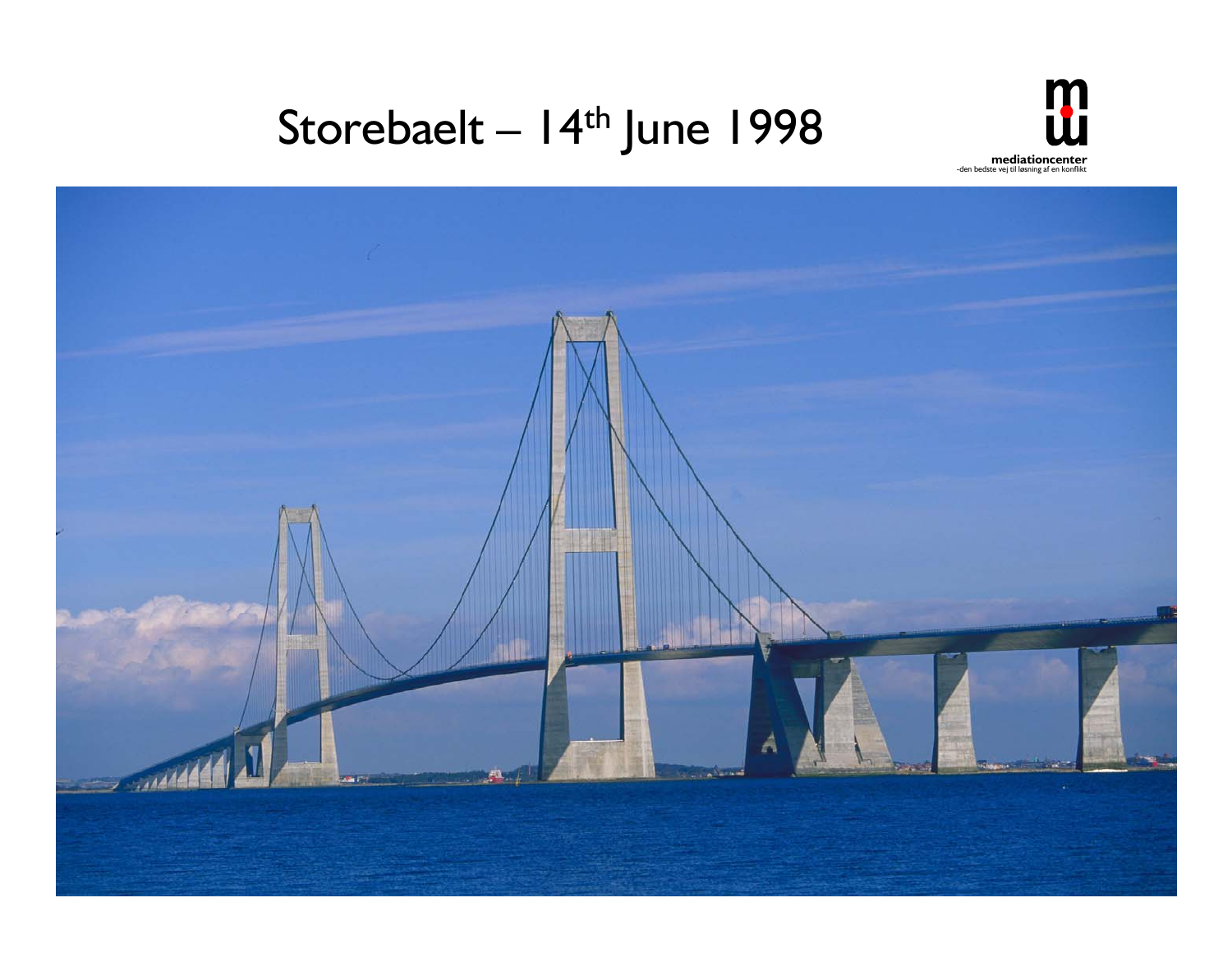# Storebaelt – 14th June 1998

**mediationcenter**
-den bedste vej til løsning af en konflikt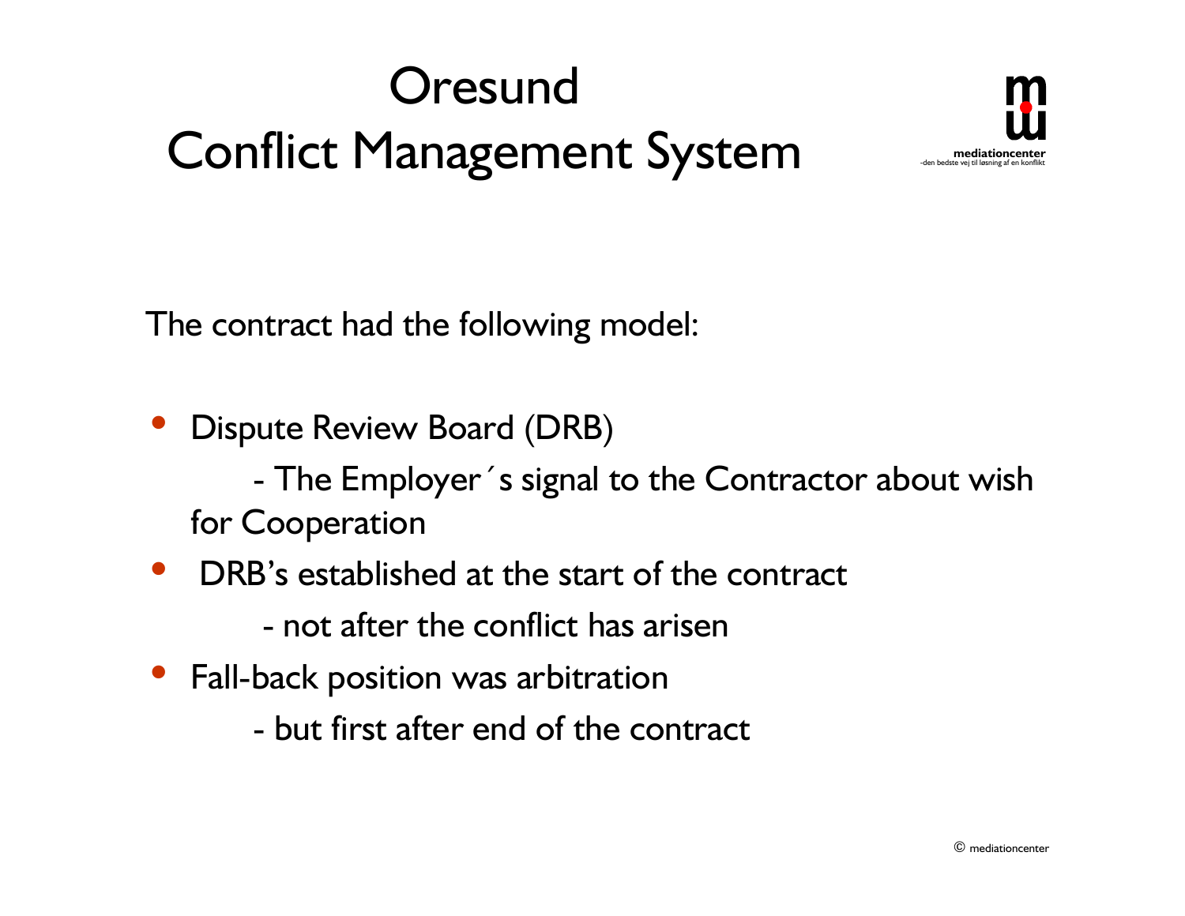# Oresund
# Conflict Management System

The contract had the following model:

- Dispute Review Board (DRB)
  - The Employer´s signal to the Contractor about wish for Cooperation
- DRB's established at the start of the contract
  - not after the conflict has arisen
- Fall-back position was arbitration
  - but first after end of the contract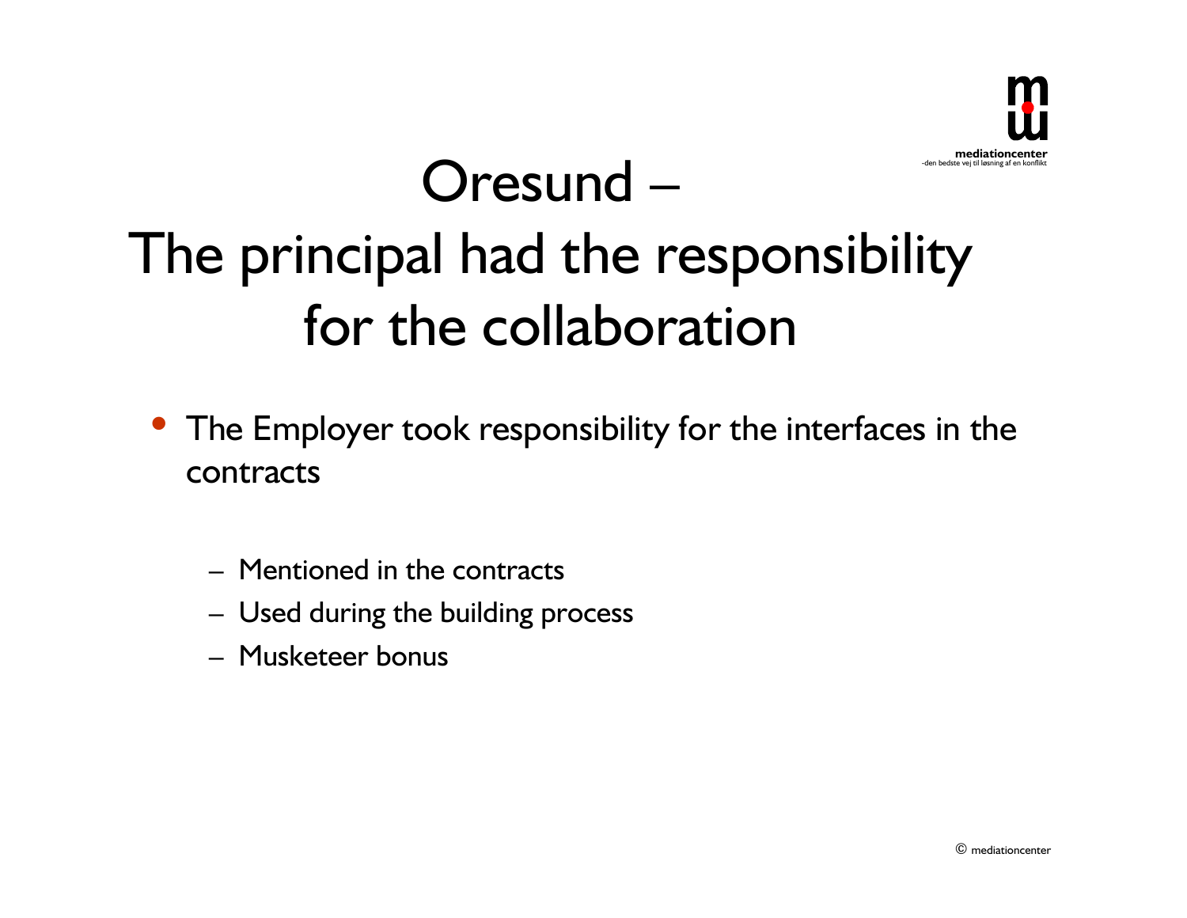# Oresund – The principal had the responsibility for the collaboration

- The Employer took responsibility for the interfaces in the contracts
  - Mentioned in the contracts
  - Used during the building process
  - Musketeer bonus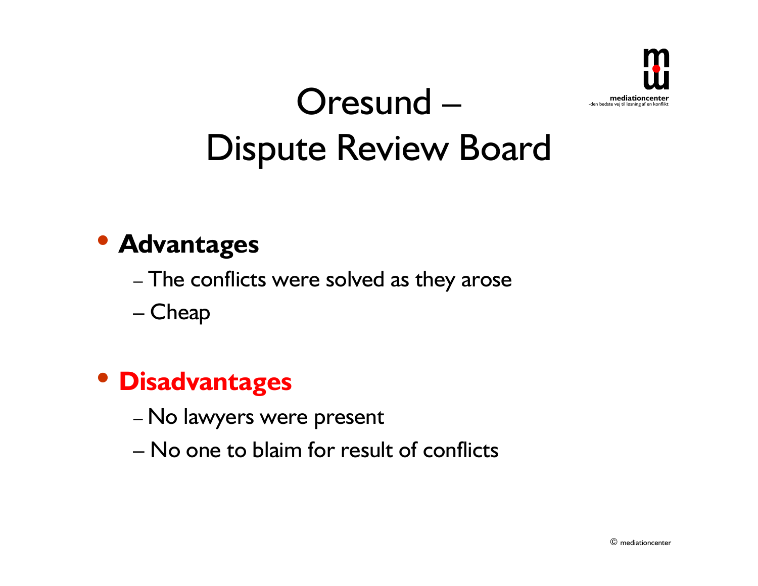# Oresund – Dispute Review Board

- **Advantages**
  - The conflicts were solved as they arose
  - Cheap
- **Disadvantages**
  - No lawyers were present
  - No one to blaim for result of conflicts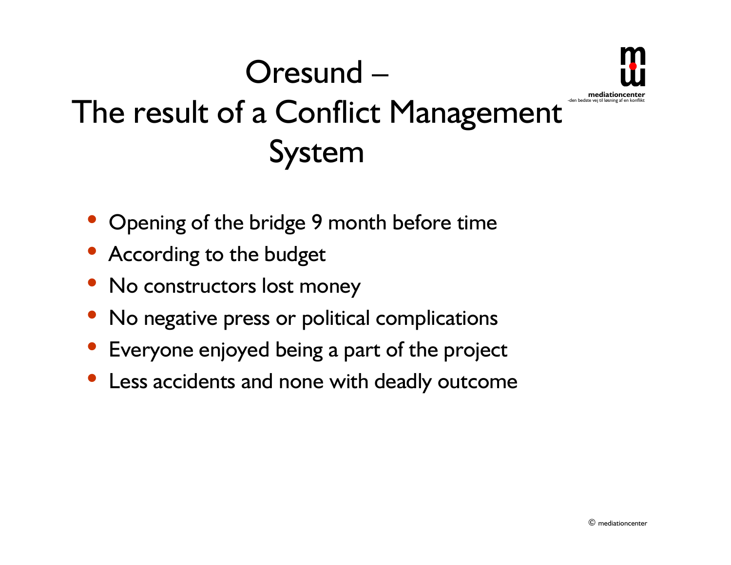# Oresund – The result of a Conflict Management System

- Opening of the bridge 9 month before time
- According to the budget
- No constructors lost money
- No negative press or political complications
- Everyone enjoyed being a part of the project
- Less accidents and none with deadly outcome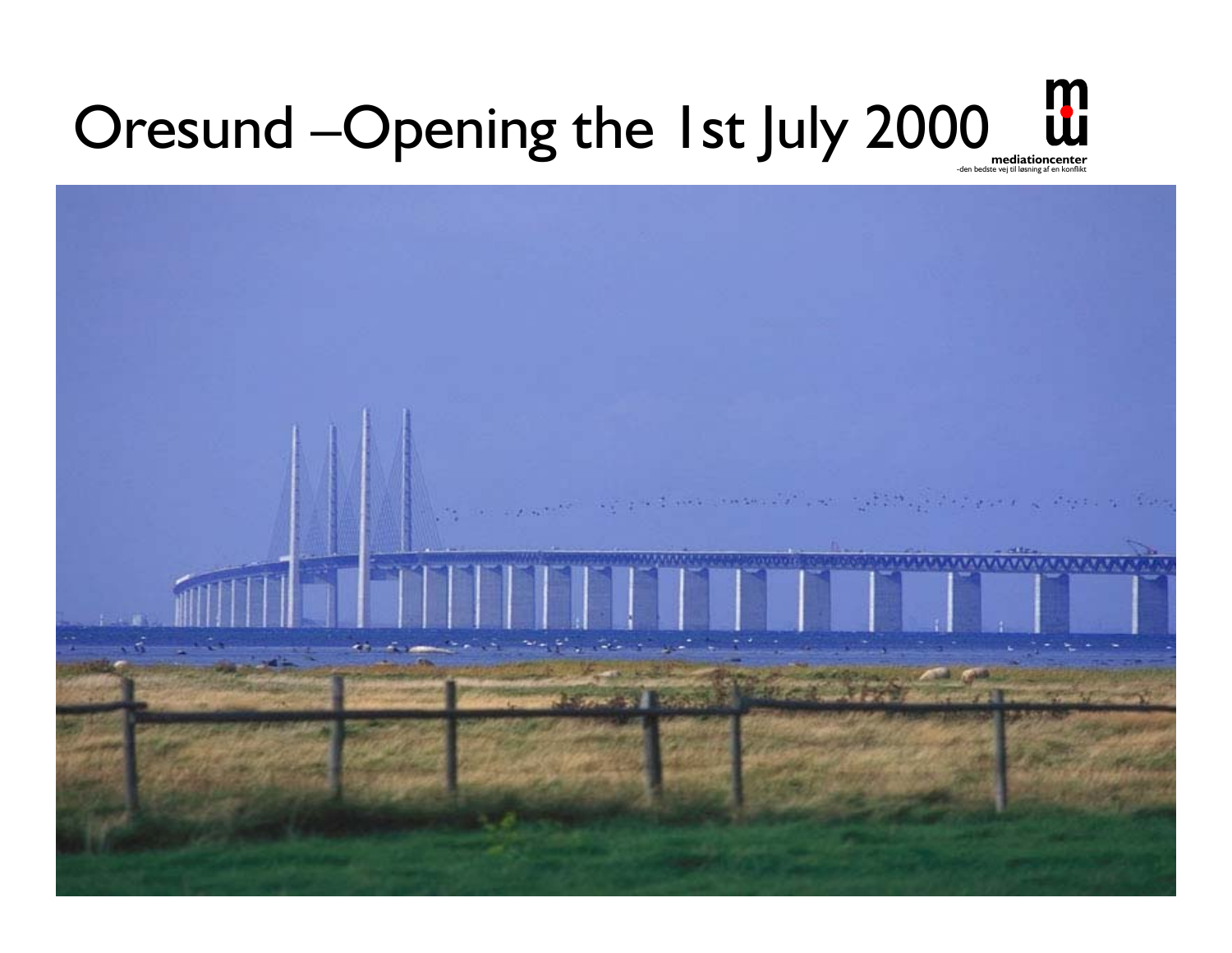# Oresund –Opening the 1st July 2000

mediationcenter
-den bedste vej til løsning af en konflikt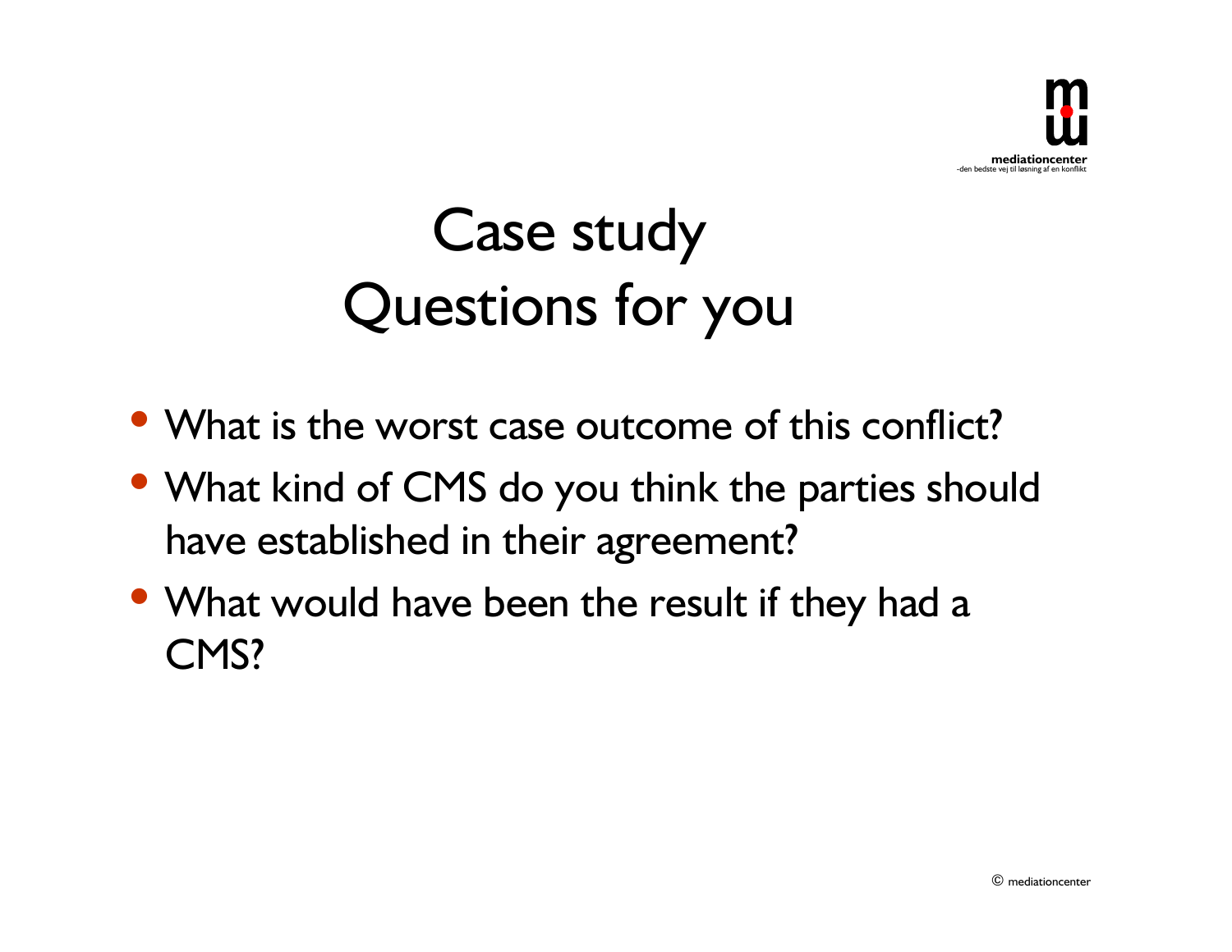# Case study
# Questions for you

- What is the worst case outcome of this conflict?
- What kind of CMS do you think the parties should have established in their agreement?
- What would have been the result if they had a CMS?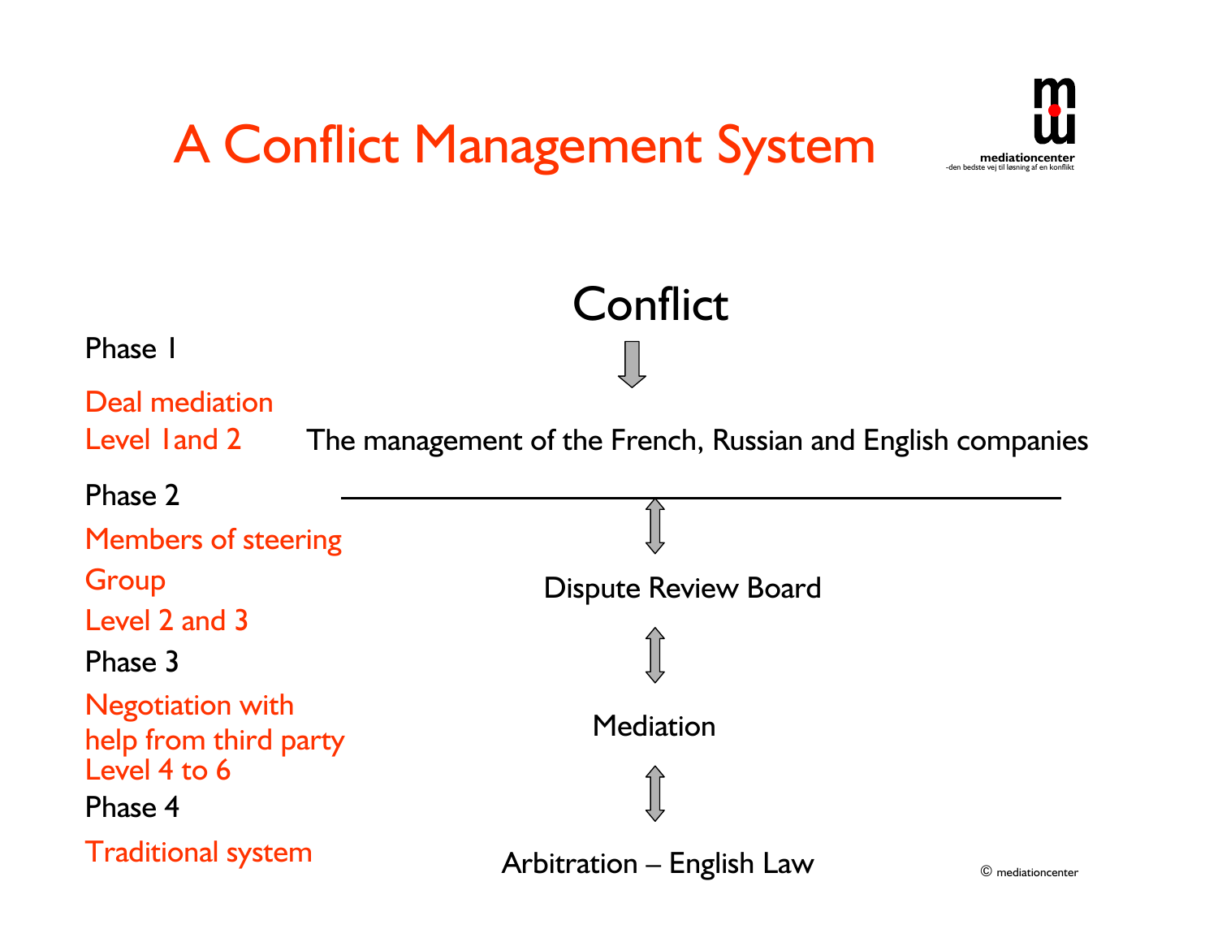# A Conflict Management System

mediationcenter
-den bedste vej til løsning af en konflikt

Conflict

Phase 1

Deal mediation
Level 1and 2

The management of the French, Russian and English companies

Phase 2

Members of steering Group
Level 2 and 3

Dispute Review Board

Phase 3

Negotiation with help from third party
Level 4 to 6

Mediation

Phase 4

Traditional system

Arbitration – English Law

© mediationcenter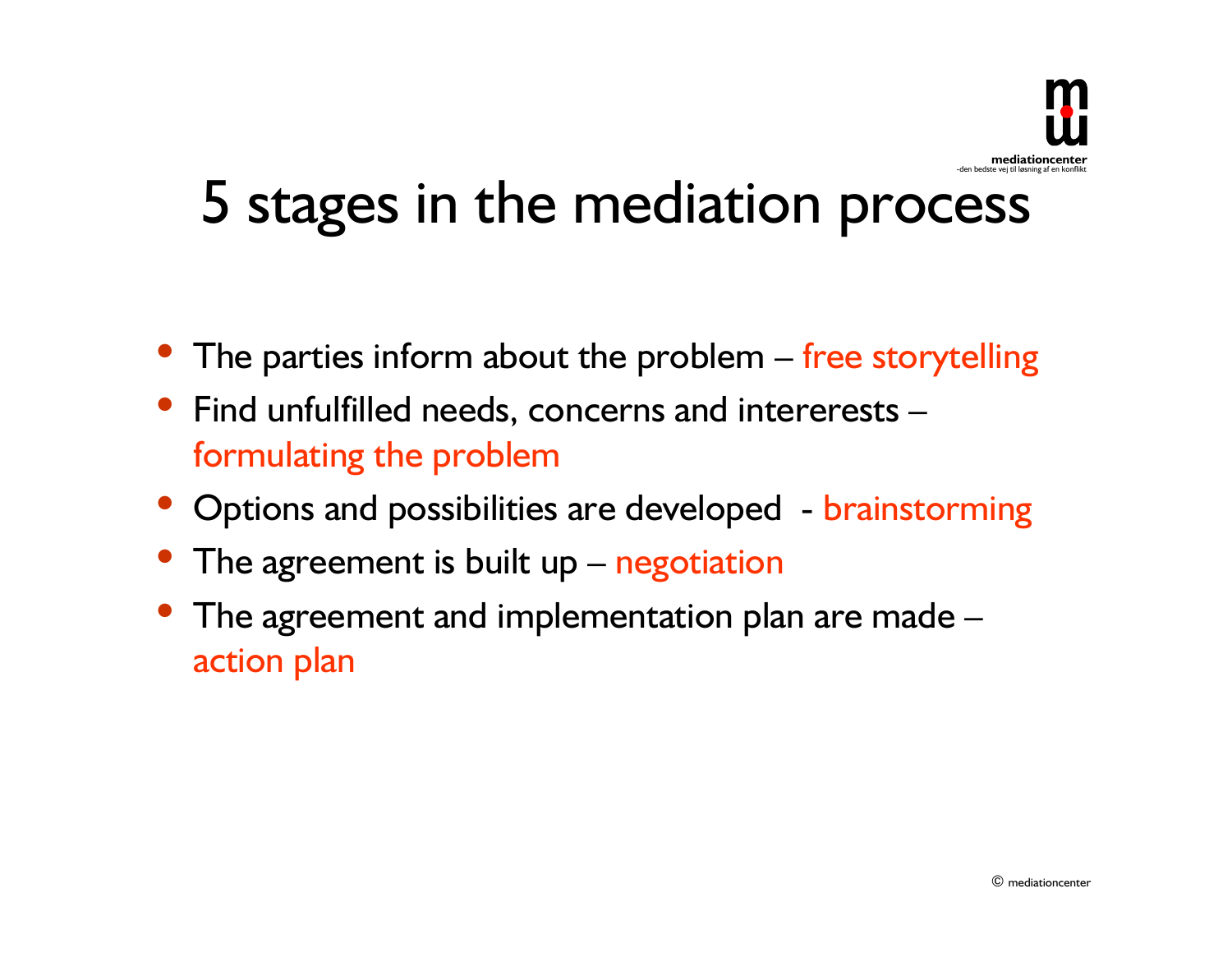# 5 stages in the mediation process

- The parties inform about the problem – free storytelling
- Find unfulfilled needs, concerns and intererests – formulating the problem
- Options and possibilities are developed - brainstorming
- The agreement is built up – negotiation
- The agreement and implementation plan are made – action plan